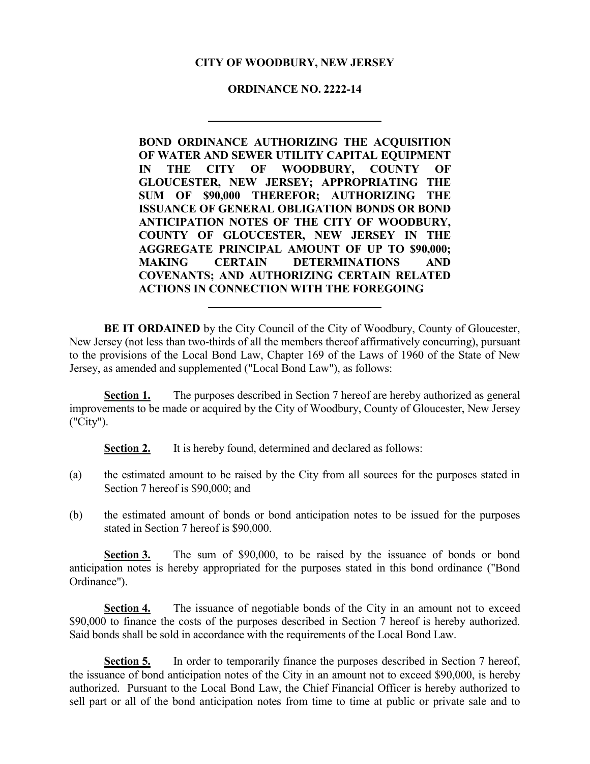**CITY OF WOODBURY, NEW JERSEY**

**ORDINANCE NO. 2222-14**

---

**BOND ORDINANCE AUTHORIZING THE ACQUISITION OF WATER AND SEWER UTILITY CAPITAL EQUIPMENT IN THE CITY OF WOODBURY, COUNTY OF GLOUCESTER, NEW JERSEY; APPROPRIATING THE SUM OF $90,000 THEREFOR; AUTHORIZING THE ISSUANCE OF GENERAL OBLIGATION BONDS OR BOND ANTICIPATION NOTES OF THE CITY OF WOODBURY, COUNTY OF GLOUCESTER, NEW JERSEY IN THE AGGREGATE PRINCIPAL AMOUNT OF UP TO $90,000; MAKING CERTAIN DETERMINATIONS AND COVENANTS; AND AUTHORIZING CERTAIN RELATED ACTIONS IN CONNECTION WITH THE FOREGOING**

---

**BE IT ORDAINED** by the City Council of the City of Woodbury, County of Gloucester, New Jersey (not less than two-thirds of all the members thereof affirmatively concurring), pursuant to the provisions of the Local Bond Law, Chapter 169 of the Laws of 1960 of the State of New Jersey, as amended and supplemented ("Local Bond Law"), as follows:

**Section 1.** The purposes described in Section 7 hereof are hereby authorized as general improvements to be made or acquired by the City of Woodbury, County of Gloucester, New Jersey ("City").

**Section 2.** It is hereby found, determined and declared as follows:

(a) the estimated amount to be raised by the City from all sources for the purposes stated in Section 7 hereof is $90,000; and

(b) the estimated amount of bonds or bond anticipation notes to be issued for the purposes stated in Section 7 hereof is $90,000.

**Section 3.** The sum of $90,000, to be raised by the issuance of bonds or bond anticipation notes is hereby appropriated for the purposes stated in this bond ordinance ("Bond Ordinance").

**Section 4.** The issuance of negotiable bonds of the City in an amount not to exceed $90,000 to finance the costs of the purposes described in Section 7 hereof is hereby authorized. Said bonds shall be sold in accordance with the requirements of the Local Bond Law.

**Section 5.** In order to temporarily finance the purposes described in Section 7 hereof, the issuance of bond anticipation notes of the City in an amount not to exceed $90,000, is hereby authorized. Pursuant to the Local Bond Law, the Chief Financial Officer is hereby authorized to sell part or all of the bond anticipation notes from time to time at public or private sale and to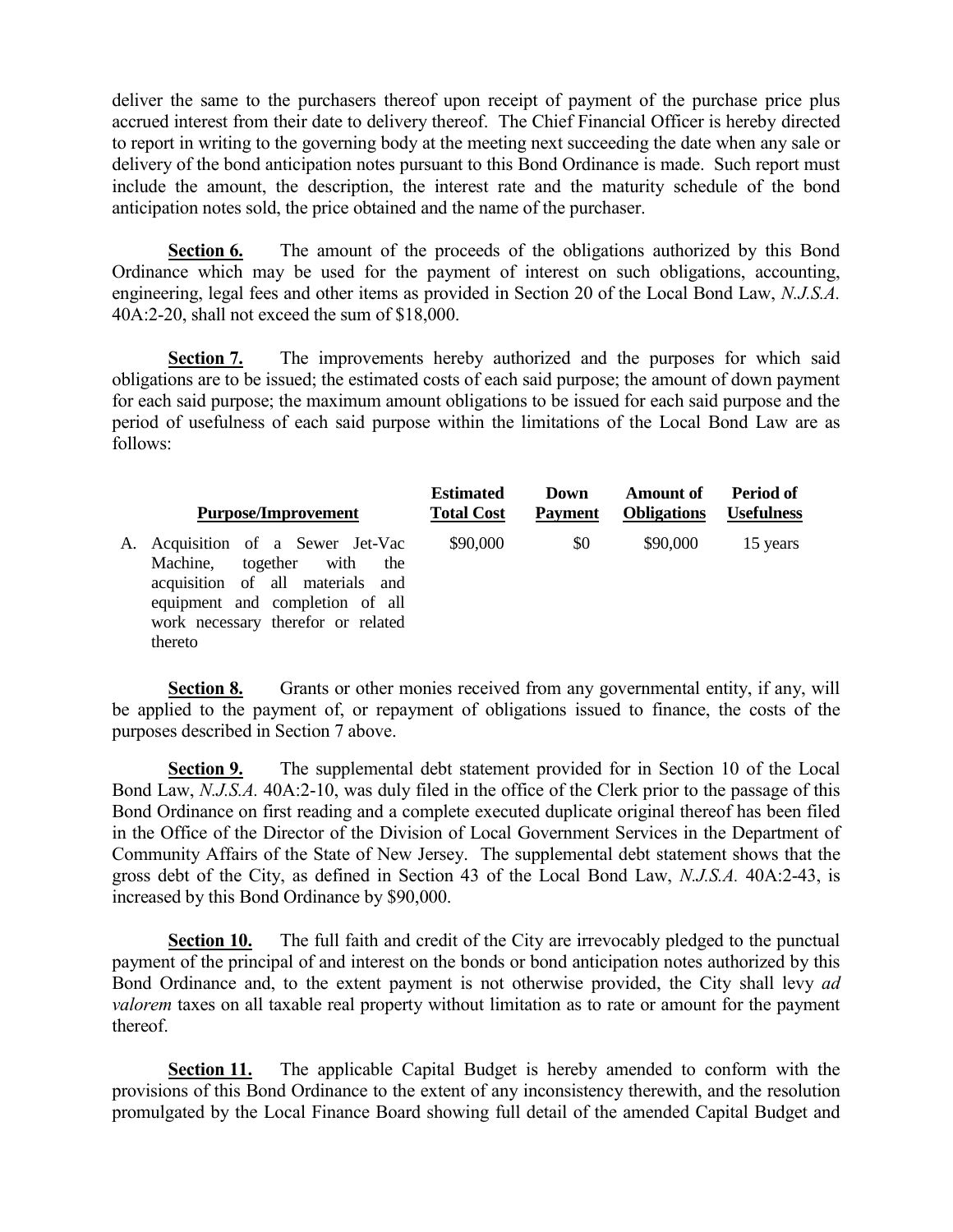deliver the same to the purchasers thereof upon receipt of payment of the purchase price plus accrued interest from their date to delivery thereof. The Chief Financial Officer is hereby directed to report in writing to the governing body at the meeting next succeeding the date when any sale or delivery of the bond anticipation notes pursuant to this Bond Ordinance is made. Such report must include the amount, the description, the interest rate and the maturity schedule of the bond anticipation notes sold, the price obtained and the name of the purchaser.

**Section 6.** The amount of the proceeds of the obligations authorized by this Bond Ordinance which may be used for the payment of interest on such obligations, accounting, engineering, legal fees and other items as provided in Section 20 of the Local Bond Law, *N.J.S.A.* 40A:2-20, shall not exceed the sum of $18,000.

**Section 7.** The improvements hereby authorized and the purposes for which said obligations are to be issued; the estimated costs of each said purpose; the amount of down payment for each said purpose; the maximum amount obligations to be issued for each said purpose and the period of usefulness of each said purpose within the limitations of the Local Bond Law are as follows:

| Purpose/Improvement | Estimated Total Cost | Down Payment | Amount of Obligations | Period of Usefulness |
|---|---|---|---|---|
| A. Acquisition of a Sewer Jet-Vac Machine, together with the acquisition of all materials and equipment and completion of all work necessary therefor or related thereto | $90,000 | $0 | $90,000 | 15 years |

**Section 8.** Grants or other monies received from any governmental entity, if any, will be applied to the payment of, or repayment of obligations issued to finance, the costs of the purposes described in Section 7 above.

**Section 9.** The supplemental debt statement provided for in Section 10 of the Local Bond Law, *N.J.S.A.* 40A:2-10, was duly filed in the office of the Clerk prior to the passage of this Bond Ordinance on first reading and a complete executed duplicate original thereof has been filed in the Office of the Director of the Division of Local Government Services in the Department of Community Affairs of the State of New Jersey. The supplemental debt statement shows that the gross debt of the City, as defined in Section 43 of the Local Bond Law, *N.J.S.A.* 40A:2-43, is increased by this Bond Ordinance by $90,000.

**Section 10.** The full faith and credit of the City are irrevocably pledged to the punctual payment of the principal of and interest on the bonds or bond anticipation notes authorized by this Bond Ordinance and, to the extent payment is not otherwise provided, the City shall levy *ad valorem* taxes on all taxable real property without limitation as to rate or amount for the payment thereof.

**Section 11.** The applicable Capital Budget is hereby amended to conform with the provisions of this Bond Ordinance to the extent of any inconsistency therewith, and the resolution promulgated by the Local Finance Board showing full detail of the amended Capital Budget and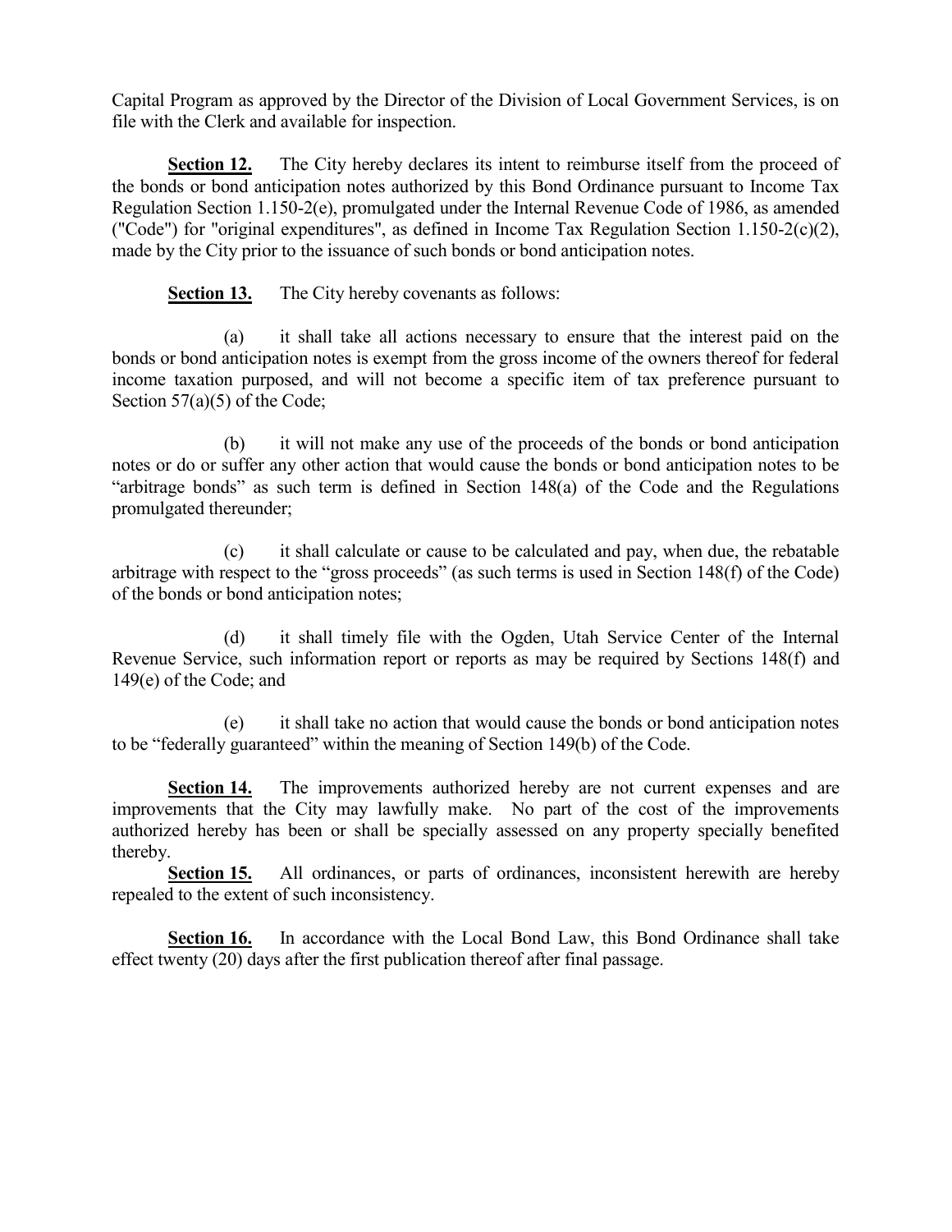Capital Program as approved by the Director of the Division of Local Government Services, is on file with the Clerk and available for inspection.

**Section 12.** The City hereby declares its intent to reimburse itself from the proceed of the bonds or bond anticipation notes authorized by this Bond Ordinance pursuant to Income Tax Regulation Section 1.150-2(e), promulgated under the Internal Revenue Code of 1986, as amended ("Code") for "original expenditures", as defined in Income Tax Regulation Section 1.150-2(c)(2), made by the City prior to the issuance of such bonds or bond anticipation notes.

**Section 13.** The City hereby covenants as follows:

(a) it shall take all actions necessary to ensure that the interest paid on the bonds or bond anticipation notes is exempt from the gross income of the owners thereof for federal income taxation purposed, and will not become a specific item of tax preference pursuant to Section 57(a)(5) of the Code;

(b) it will not make any use of the proceeds of the bonds or bond anticipation notes or do or suffer any other action that would cause the bonds or bond anticipation notes to be "arbitrage bonds" as such term is defined in Section 148(a) of the Code and the Regulations promulgated thereunder;

(c) it shall calculate or cause to be calculated and pay, when due, the rebatable arbitrage with respect to the "gross proceeds" (as such terms is used in Section 148(f) of the Code) of the bonds or bond anticipation notes;

(d) it shall timely file with the Ogden, Utah Service Center of the Internal Revenue Service, such information report or reports as may be required by Sections 148(f) and 149(e) of the Code; and

(e) it shall take no action that would cause the bonds or bond anticipation notes to be "federally guaranteed" within the meaning of Section 149(b) of the Code.

**Section 14.** The improvements authorized hereby are not current expenses and are improvements that the City may lawfully make. No part of the cost of the improvements authorized hereby has been or shall be specially assessed on any property specially benefited thereby.

**Section 15.** All ordinances, or parts of ordinances, inconsistent herewith are hereby repealed to the extent of such inconsistency.

**Section 16.** In accordance with the Local Bond Law, this Bond Ordinance shall take effect twenty (20) days after the first publication thereof after final passage.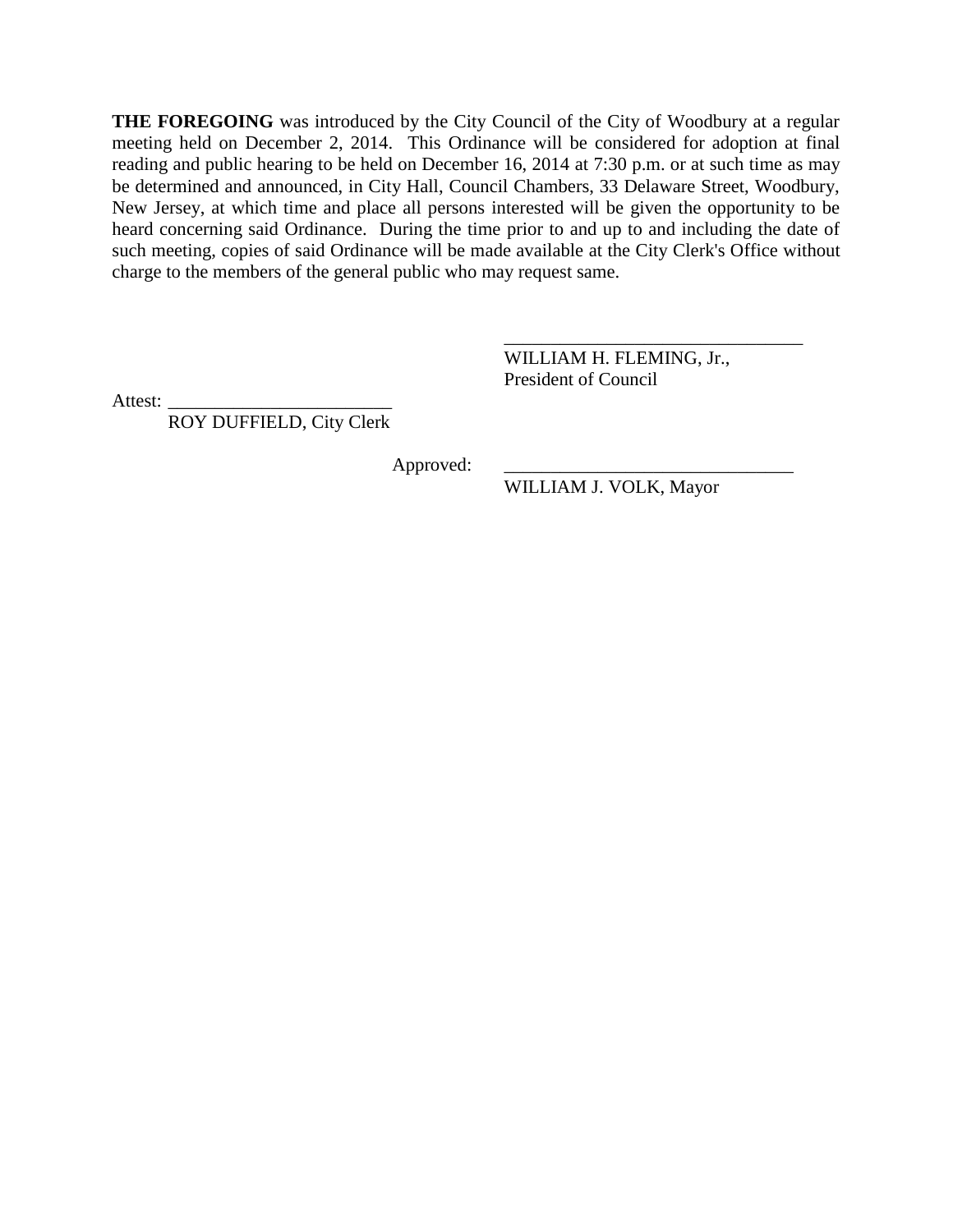**THE FOREGOING** was introduced by the City Council of the City of Woodbury at a regular meeting held on December 2, 2014. This Ordinance will be considered for adoption at final reading and public hearing to be held on December 16, 2014 at 7:30 p.m. or at such time as may be determined and announced, in City Hall, Council Chambers, 33 Delaware Street, Woodbury, New Jersey, at which time and place all persons interested will be given the opportunity to be heard concerning said Ordinance. During the time prior to and up to and including the date of such meeting, copies of said Ordinance will be made available at the City Clerk's Office without charge to the members of the general public who may request same.

_________________________________
WILLIAM H. FLEMING, Jr.,
President of Council

Attest: ________________________
ROY DUFFIELD, City Clerk

Approved: _______________________________
WILLIAM J. VOLK, Mayor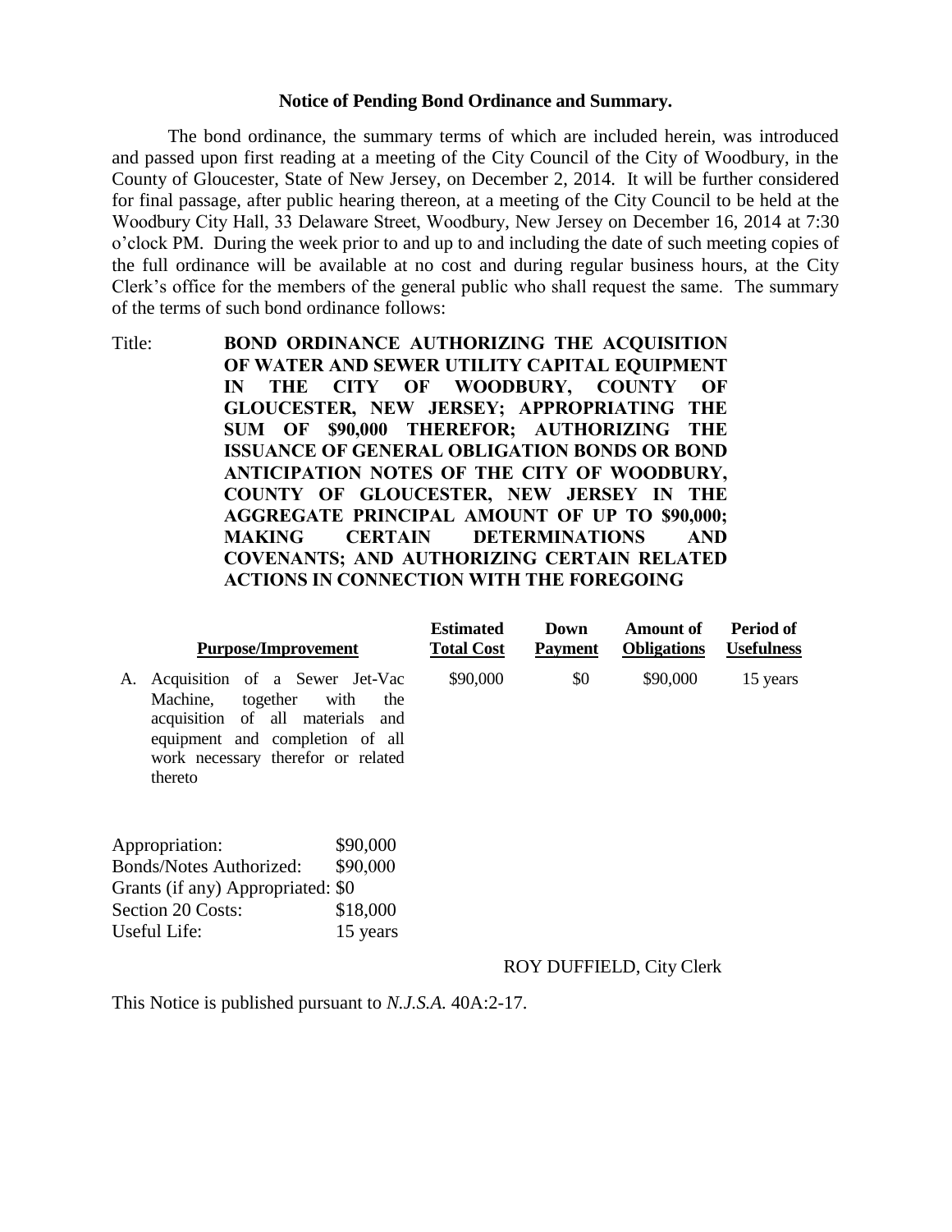**Notice of Pending Bond Ordinance and Summary.**

The bond ordinance, the summary terms of which are included herein, was introduced and passed upon first reading at a meeting of the City Council of the City of Woodbury, in the County of Gloucester, State of New Jersey, on December 2, 2014. It will be further considered for final passage, after public hearing thereon, at a meeting of the City Council to be held at the Woodbury City Hall, 33 Delaware Street, Woodbury, New Jersey on December 16, 2014 at 7:30 o'clock PM. During the week prior to and up to and including the date of such meeting copies of the full ordinance will be available at no cost and during regular business hours, at the City Clerk's office for the members of the general public who shall request the same. The summary of the terms of such bond ordinance follows:

Title: **BOND ORDINANCE AUTHORIZING THE ACQUISITION OF WATER AND SEWER UTILITY CAPITAL EQUIPMENT IN THE CITY OF WOODBURY, COUNTY OF GLOUCESTER, NEW JERSEY; APPROPRIATING THE SUM OF $90,000 THEREFOR; AUTHORIZING THE ISSUANCE OF GENERAL OBLIGATION BONDS OR BOND ANTICIPATION NOTES OF THE CITY OF WOODBURY, COUNTY OF GLOUCESTER, NEW JERSEY IN THE AGGREGATE PRINCIPAL AMOUNT OF UP TO $90,000; MAKING CERTAIN DETERMINATIONS AND COVENANTS; AND AUTHORIZING CERTAIN RELATED ACTIONS IN CONNECTION WITH THE FOREGOING**

| Purpose/Improvement | Estimated Total Cost | Down Payment | Amount of Obligations | Period of Usefulness |
|---|---|---|---|---|
| A. Acquisition of a Sewer Jet-Vac Machine, together with the acquisition of all materials and equipment and completion of all work necessary therefor or related thereto | $90,000 | $0 | $90,000 | 15 years |

| | |
|---|---|
| Appropriation: | $90,000 |
| Bonds/Notes Authorized: | $90,000 |
| Grants (if any) Appropriated: | $0 |
| Section 20 Costs: | $18,000 |
| Useful Life: | 15 years |

ROY DUFFIELD, City Clerk

This Notice is published pursuant to *N.J.S.A.* 40A:2-17.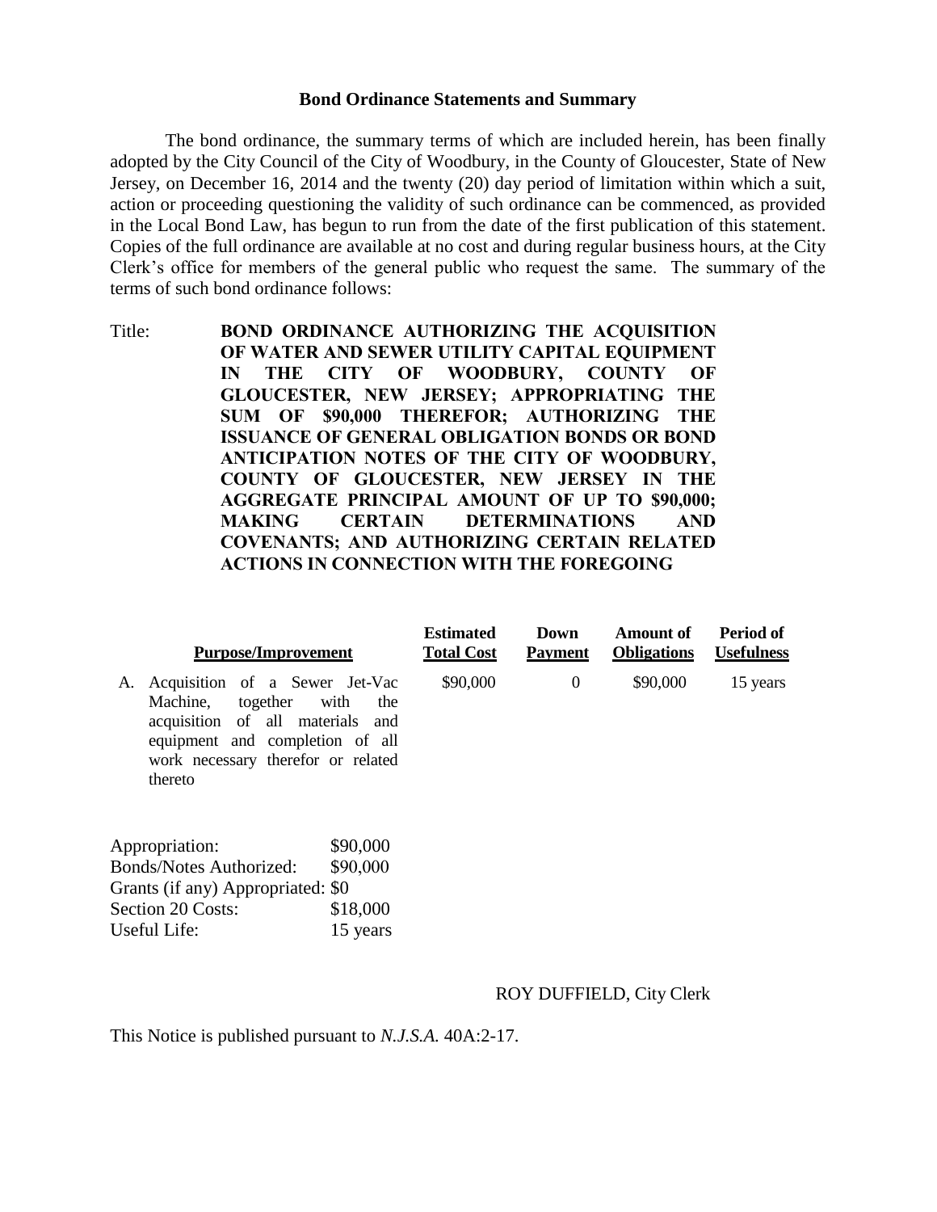**Bond Ordinance Statements and Summary**

The bond ordinance, the summary terms of which are included herein, has been finally adopted by the City Council of the City of Woodbury, in the County of Gloucester, State of New Jersey, on December 16, 2014 and the twenty (20) day period of limitation within which a suit, action or proceeding questioning the validity of such ordinance can be commenced, as provided in the Local Bond Law, has begun to run from the date of the first publication of this statement. Copies of the full ordinance are available at no cost and during regular business hours, at the City Clerk's office for members of the general public who request the same. The summary of the terms of such bond ordinance follows:

Title: **BOND ORDINANCE AUTHORIZING THE ACQUISITION OF WATER AND SEWER UTILITY CAPITAL EQUIPMENT IN THE CITY OF WOODBURY, COUNTY OF GLOUCESTER, NEW JERSEY; APPROPRIATING THE SUM OF $90,000 THEREFOR; AUTHORIZING THE ISSUANCE OF GENERAL OBLIGATION BONDS OR BOND ANTICIPATION NOTES OF THE CITY OF WOODBURY, COUNTY OF GLOUCESTER, NEW JERSEY IN THE AGGREGATE PRINCIPAL AMOUNT OF UP TO $90,000; MAKING CERTAIN DETERMINATIONS AND COVENANTS; AND AUTHORIZING CERTAIN RELATED ACTIONS IN CONNECTION WITH THE FOREGOING**

| Purpose/Improvement | Estimated Total Cost | Down Payment | Amount of Obligations | Period of Usefulness |
|---|---|---|---|---|
| A. Acquisition of a Sewer Jet-Vac Machine, together with the acquisition of all materials and equipment and completion of all work necessary therefor or related thereto | $90,000 | 0 | $90,000 | 15 years |

| | |
|---|---|
| Appropriation: | $90,000 |
| Bonds/Notes Authorized: | $90,000 |
| Grants (if any) Appropriated: | $0 |
| Section 20 Costs: | $18,000 |
| Useful Life: | 15 years |

ROY DUFFIELD, City Clerk

This Notice is published pursuant to *N.J.S.A.* 40A:2-17.